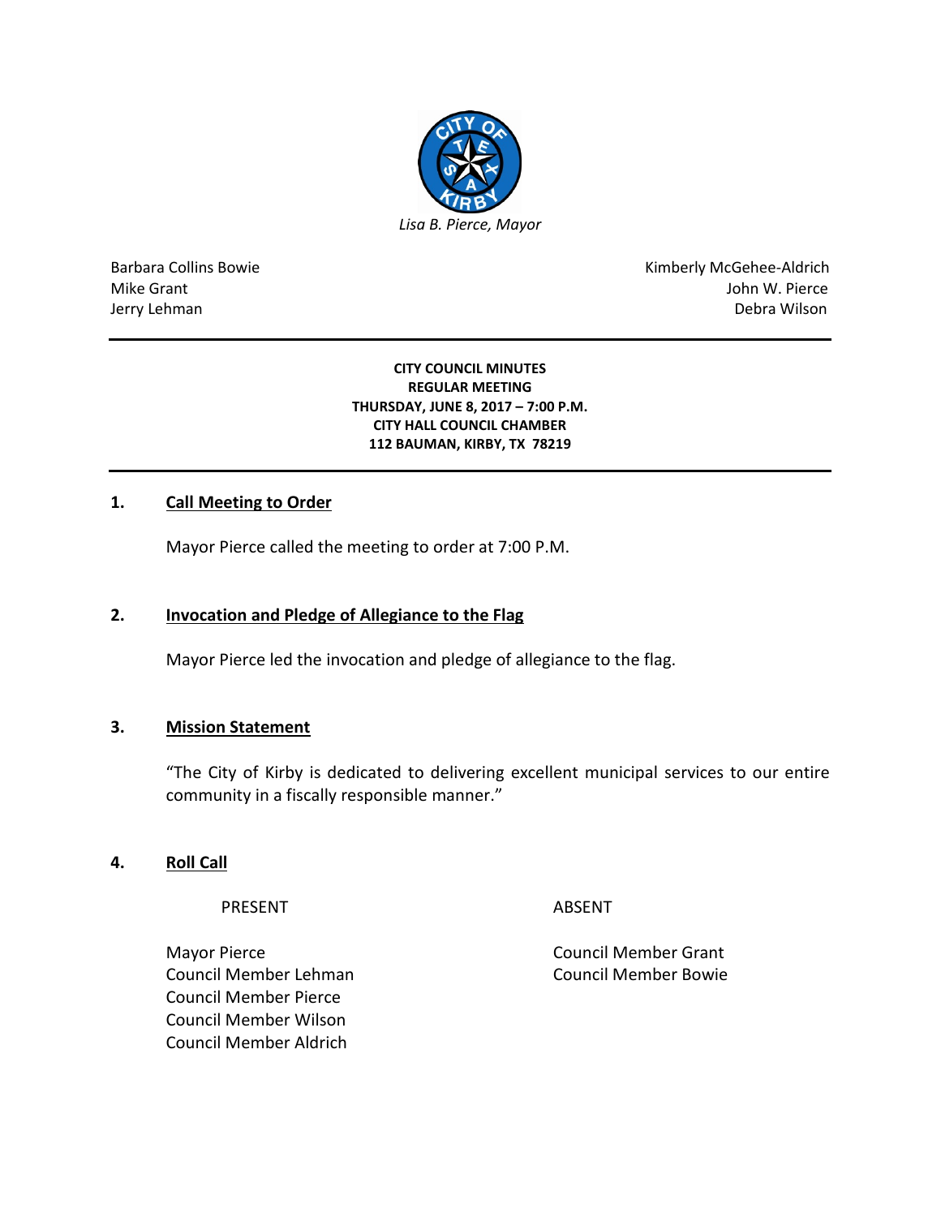*Lisa B. Pierce, Mayor*

| | |
|---|---|
| Barbara Collins Bowie | Kimberly McGehee-Aldrich |
| Mike Grant | John W. Pierce |
| Jerry Lehman | Debra Wilson |

**CITY COUNCIL MINUTES**
**REGULAR MEETING**
**THURSDAY, JUNE 8, 2017 – 7:00 P.M.**
**CITY HALL COUNCIL CHAMBER**
**112 BAUMAN, KIRBY, TX 78219**

## 1. Call Meeting to Order

Mayor Pierce called the meeting to order at 7:00 P.M.

## 2. Invocation and Pledge of Allegiance to the Flag

Mayor Pierce led the invocation and pledge of allegiance to the flag.

## 3. Mission Statement

"The City of Kirby is dedicated to delivering excellent municipal services to our entire community in a fiscally responsible manner."

## 4. Roll Call

| PRESENT | ABSENT |
|---|---|
| Mayor Pierce | Council Member Grant |
| Council Member Lehman | Council Member Bowie |
| Council Member Pierce | |
| Council Member Wilson | |
| Council Member Aldrich | |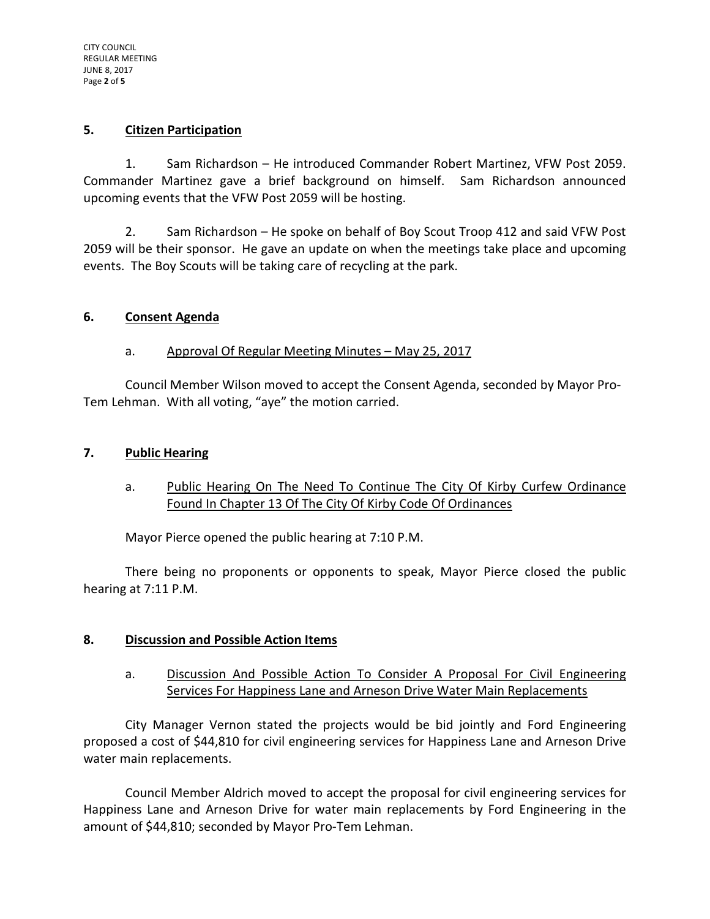## 5. Citizen Participation

1. Sam Richardson – He introduced Commander Robert Martinez, VFW Post 2059. Commander Martinez gave a brief background on himself. Sam Richardson announced upcoming events that the VFW Post 2059 will be hosting.

2. Sam Richardson – He spoke on behalf of Boy Scout Troop 412 and said VFW Post 2059 will be their sponsor. He gave an update on when the meetings take place and upcoming events. The Boy Scouts will be taking care of recycling at the park.

## 6. Consent Agenda

a. Approval Of Regular Meeting Minutes – May 25, 2017

Council Member Wilson moved to accept the Consent Agenda, seconded by Mayor Pro-Tem Lehman. With all voting, "aye" the motion carried.

## 7. Public Hearing

a. Public Hearing On The Need To Continue The City Of Kirby Curfew Ordinance Found In Chapter 13 Of The City Of Kirby Code Of Ordinances

Mayor Pierce opened the public hearing at 7:10 P.M.

There being no proponents or opponents to speak, Mayor Pierce closed the public hearing at 7:11 P.M.

## 8. Discussion and Possible Action Items

a. Discussion And Possible Action To Consider A Proposal For Civil Engineering Services For Happiness Lane and Arneson Drive Water Main Replacements

City Manager Vernon stated the projects would be bid jointly and Ford Engineering proposed a cost of $44,810 for civil engineering services for Happiness Lane and Arneson Drive water main replacements.

Council Member Aldrich moved to accept the proposal for civil engineering services for Happiness Lane and Arneson Drive for water main replacements by Ford Engineering in the amount of $44,810; seconded by Mayor Pro-Tem Lehman.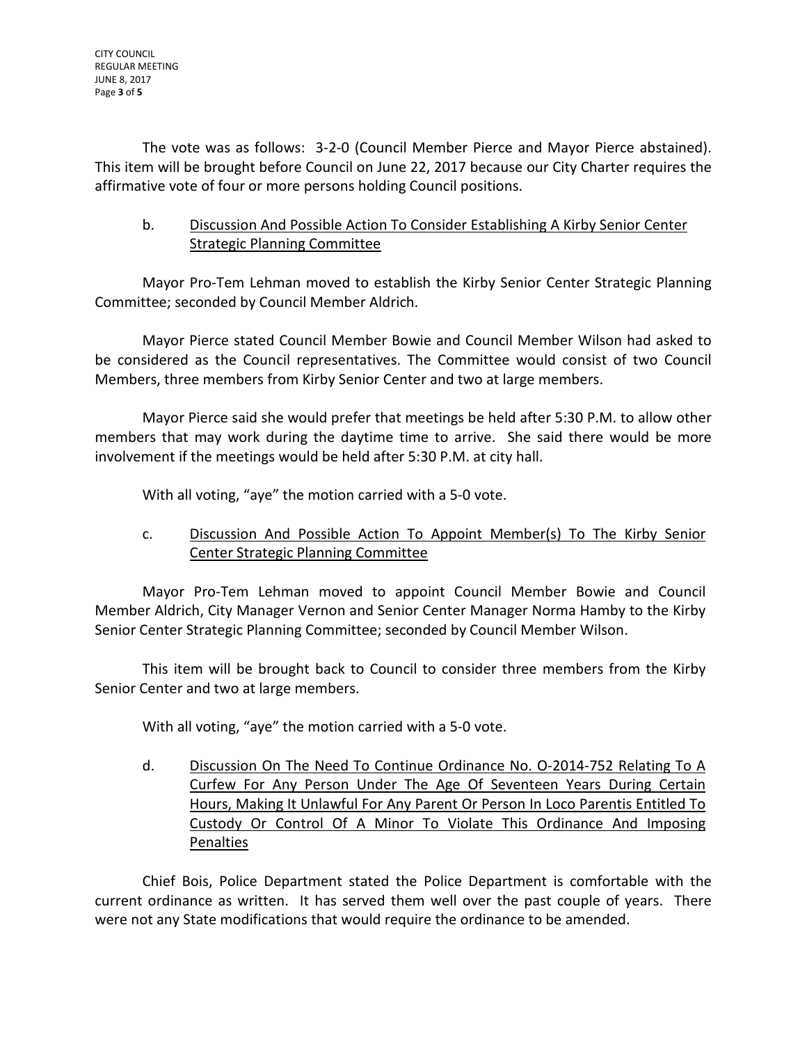The vote was as follows: 3-2-0 (Council Member Pierce and Mayor Pierce abstained). This item will be brought before Council on June 22, 2017 because our City Charter requires the affirmative vote of four or more persons holding Council positions.

b. Discussion And Possible Action To Consider Establishing A Kirby Senior Center Strategic Planning Committee

Mayor Pro-Tem Lehman moved to establish the Kirby Senior Center Strategic Planning Committee; seconded by Council Member Aldrich.

Mayor Pierce stated Council Member Bowie and Council Member Wilson had asked to be considered as the Council representatives. The Committee would consist of two Council Members, three members from Kirby Senior Center and two at large members.

Mayor Pierce said she would prefer that meetings be held after 5:30 P.M. to allow other members that may work during the daytime time to arrive. She said there would be more involvement if the meetings would be held after 5:30 P.M. at city hall.

With all voting, "aye" the motion carried with a 5-0 vote.

c. Discussion And Possible Action To Appoint Member(s) To The Kirby Senior Center Strategic Planning Committee

Mayor Pro-Tem Lehman moved to appoint Council Member Bowie and Council Member Aldrich, City Manager Vernon and Senior Center Manager Norma Hamby to the Kirby Senior Center Strategic Planning Committee; seconded by Council Member Wilson.

This item will be brought back to Council to consider three members from the Kirby Senior Center and two at large members.

With all voting, "aye" the motion carried with a 5-0 vote.

d. Discussion On The Need To Continue Ordinance No. O-2014-752 Relating To A Curfew For Any Person Under The Age Of Seventeen Years During Certain Hours, Making It Unlawful For Any Parent Or Person In Loco Parentis Entitled To Custody Or Control Of A Minor To Violate This Ordinance And Imposing Penalties

Chief Bois, Police Department stated the Police Department is comfortable with the current ordinance as written. It has served them well over the past couple of years. There were not any State modifications that would require the ordinance to be amended.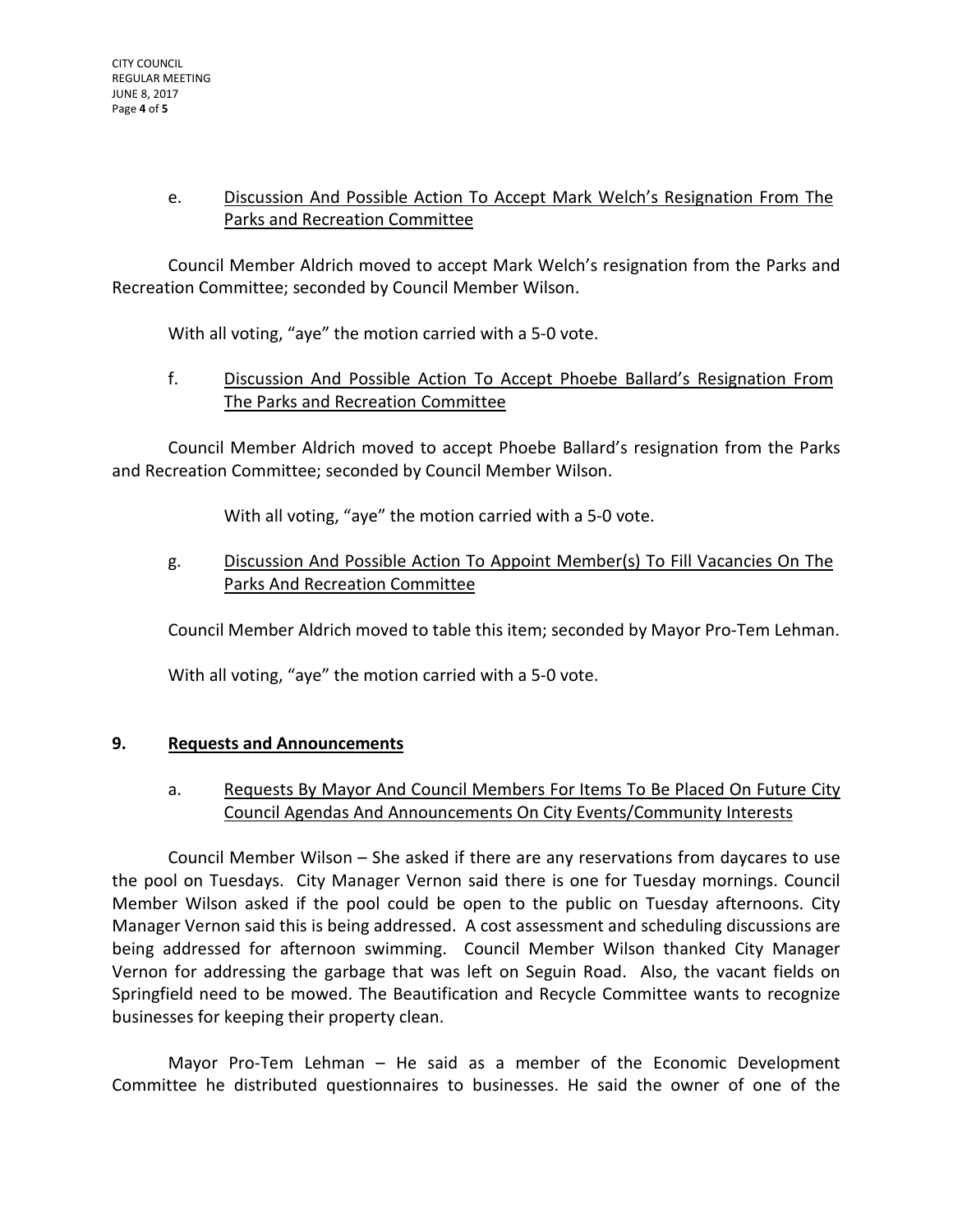e. Discussion And Possible Action To Accept Mark Welch's Resignation From The Parks and Recreation Committee

Council Member Aldrich moved to accept Mark Welch's resignation from the Parks and Recreation Committee; seconded by Council Member Wilson.

With all voting, "aye" the motion carried with a 5-0 vote.

f. Discussion And Possible Action To Accept Phoebe Ballard's Resignation From The Parks and Recreation Committee

Council Member Aldrich moved to accept Phoebe Ballard's resignation from the Parks and Recreation Committee; seconded by Council Member Wilson.

With all voting, "aye" the motion carried with a 5-0 vote.

g. Discussion And Possible Action To Appoint Member(s) To Fill Vacancies On The Parks And Recreation Committee

Council Member Aldrich moved to table this item; seconded by Mayor Pro-Tem Lehman.

With all voting, "aye" the motion carried with a 5-0 vote.

## 9. Requests and Announcements

a. Requests By Mayor And Council Members For Items To Be Placed On Future City Council Agendas And Announcements On City Events/Community Interests

Council Member Wilson – She asked if there are any reservations from daycares to use the pool on Tuesdays. City Manager Vernon said there is one for Tuesday mornings. Council Member Wilson asked if the pool could be open to the public on Tuesday afternoons. City Manager Vernon said this is being addressed. A cost assessment and scheduling discussions are being addressed for afternoon swimming. Council Member Wilson thanked City Manager Vernon for addressing the garbage that was left on Seguin Road. Also, the vacant fields on Springfield need to be mowed. The Beautification and Recycle Committee wants to recognize businesses for keeping their property clean.

Mayor Pro-Tem Lehman – He said as a member of the Economic Development Committee he distributed questionnaires to businesses. He said the owner of one of the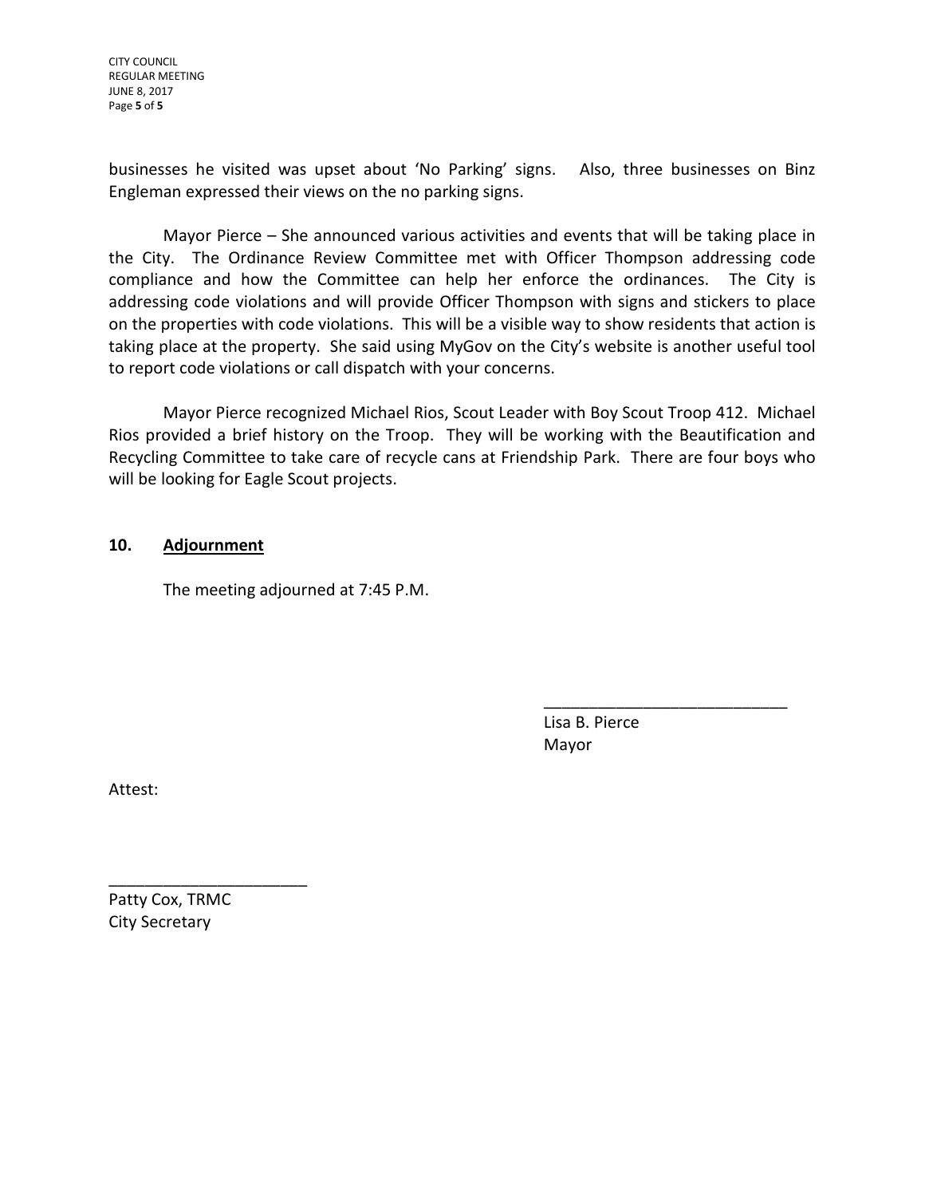businesses he visited was upset about 'No Parking' signs. Also, three businesses on Binz Engleman expressed their views on the no parking signs.

Mayor Pierce – She announced various activities and events that will be taking place in the City. The Ordinance Review Committee met with Officer Thompson addressing code compliance and how the Committee can help her enforce the ordinances. The City is addressing code violations and will provide Officer Thompson with signs and stickers to place on the properties with code violations. This will be a visible way to show residents that action is taking place at the property. She said using MyGov on the City's website is another useful tool to report code violations or call dispatch with your concerns.

Mayor Pierce recognized Michael Rios, Scout Leader with Boy Scout Troop 412. Michael Rios provided a brief history on the Troop. They will be working with the Beautification and Recycling Committee to take care of recycle cans at Friendship Park. There are four boys who will be looking for Eagle Scout projects.

**10. <u>Adjournment</u>**

The meeting adjourned at 7:45 P.M.

\_\_\_\_\_\_\_\_\_\_\_\_\_\_\_\_\_\_\_\_\_\_\_\_\_\_\_\_
Lisa B. Pierce
Mayor

Attest:

\_\_\_\_\_\_\_\_\_\_\_\_\_\_\_\_\_\_\_\_\_\_\_
Patty Cox, TRMC
City Secretary